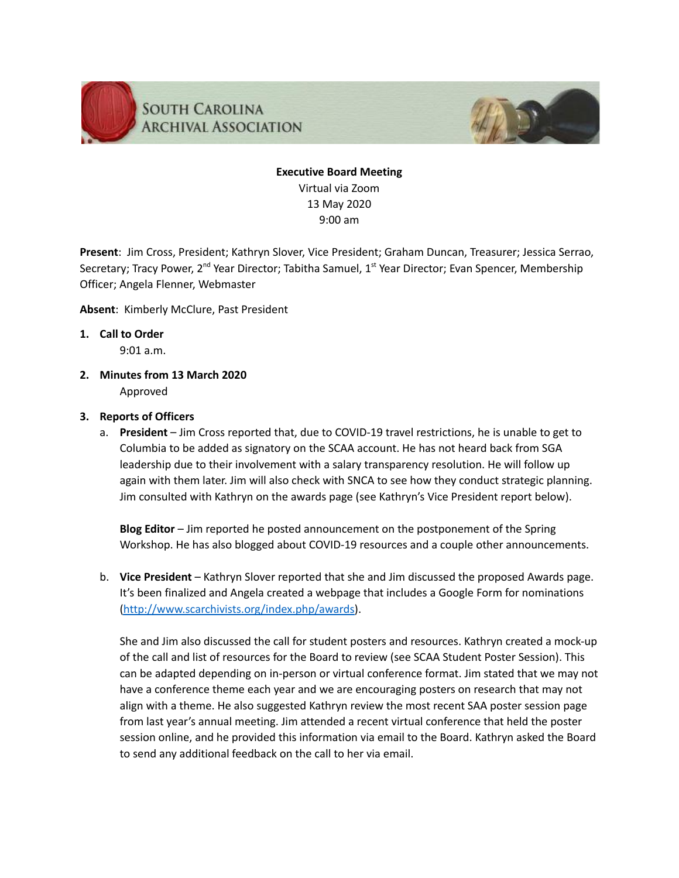SOUTH CAROLINA ARCHIVAL ASSOCIATION

**Executive Board Meeting**
Virtual via Zoom
13 May 2020
9:00 am

**Present**: Jim Cross, President; Kathryn Slover, Vice President; Graham Duncan, Treasurer; Jessica Serrao, Secretary; Tracy Power, 2nd Year Director; Tabitha Samuel, 1st Year Director; Evan Spencer, Membership Officer; Angela Flenner, Webmaster

**Absent**: Kimberly McClure, Past President

1. **Call to Order**
   9:01 a.m.

2. **Minutes from 13 March 2020**
   Approved

3. **Reports of Officers**
   a. **President** – Jim Cross reported that, due to COVID-19 travel restrictions, he is unable to get to Columbia to be added as signatory on the SCAA account. He has not heard back from SGA leadership due to their involvement with a salary transparency resolution. He will follow up again with them later. Jim will also check with SNCA to see how they conduct strategic planning. Jim consulted with Kathryn on the awards page (see Kathryn's Vice President report below).

      **Blog Editor** – Jim reported he posted announcement on the postponement of the Spring Workshop. He has also blogged about COVID-19 resources and a couple other announcements.

   b. **Vice President** – Kathryn Slover reported that she and Jim discussed the proposed Awards page. It's been finalized and Angela created a webpage that includes a Google Form for nominations (http://www.scarchivists.org/index.php/awards).

      She and Jim also discussed the call for student posters and resources. Kathryn created a mock-up of the call and list of resources for the Board to review (see SCAA Student Poster Session). This can be adapted depending on in-person or virtual conference format. Jim stated that we may not have a conference theme each year and we are encouraging posters on research that may not align with a theme. He also suggested Kathryn review the most recent SAA poster session page from last year's annual meeting. Jim attended a recent virtual conference that held the poster session online, and he provided this information via email to the Board. Kathryn asked the Board to send any additional feedback on the call to her via email.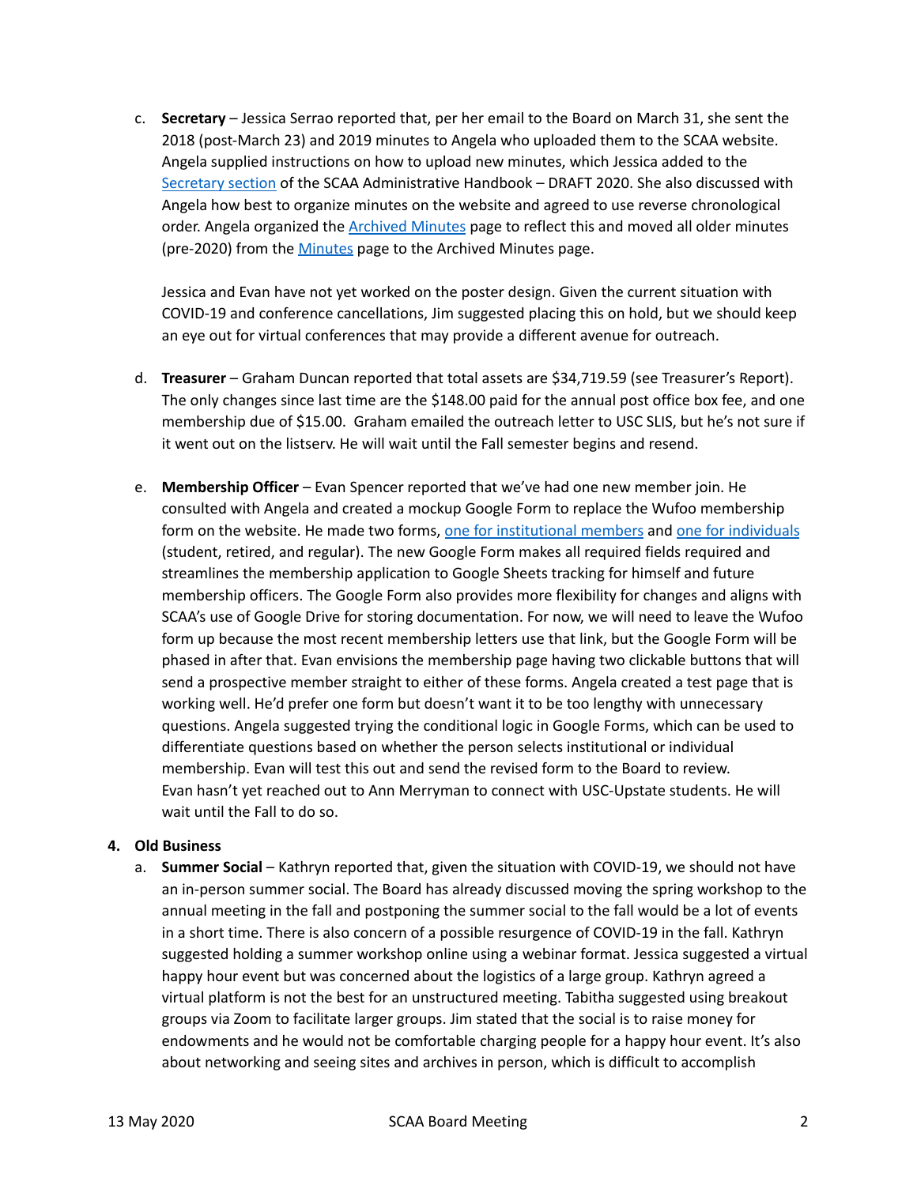c. **Secretary** – Jessica Serrao reported that, per her email to the Board on March 31, she sent the 2018 (post-March 23) and 2019 minutes to Angela who uploaded them to the SCAA website. Angela supplied instructions on how to upload new minutes, which Jessica added to the Secretary section of the SCAA Administrative Handbook – DRAFT 2020. She also discussed with Angela how best to organize minutes on the website and agreed to use reverse chronological order. Angela organized the Archived Minutes page to reflect this and moved all older minutes (pre-2020) from the Minutes page to the Archived Minutes page.

   Jessica and Evan have not yet worked on the poster design. Given the current situation with COVID-19 and conference cancellations, Jim suggested placing this on hold, but we should keep an eye out for virtual conferences that may provide a different avenue for outreach.

d. **Treasurer** – Graham Duncan reported that total assets are $34,719.59 (see Treasurer's Report). The only changes since last time are the $148.00 paid for the annual post office box fee, and one membership due of $15.00. Graham emailed the outreach letter to USC SLIS, but he's not sure if it went out on the listserv. He will wait until the Fall semester begins and resend.

e. **Membership Officer** – Evan Spencer reported that we've had one new member join. He consulted with Angela and created a mockup Google Form to replace the Wufoo membership form on the website. He made two forms, one for institutional members and one for individuals (student, retired, and regular). The new Google Form makes all required fields required and streamlines the membership application to Google Sheets tracking for himself and future membership officers. The Google Form also provides more flexibility for changes and aligns with SCAA's use of Google Drive for storing documentation. For now, we will need to leave the Wufoo form up because the most recent membership letters use that link, but the Google Form will be phased in after that. Evan envisions the membership page having two clickable buttons that will send a prospective member straight to either of these forms. Angela created a test page that is working well. He'd prefer one form but doesn't want it to be too lengthy with unnecessary questions. Angela suggested trying the conditional logic in Google Forms, which can be used to differentiate questions based on whether the person selects institutional or individual membership. Evan will test this out and send the revised form to the Board to review. Evan hasn't yet reached out to Ann Merryman to connect with USC-Upstate students. He will wait until the Fall to do so.

**4. Old Business**

a. **Summer Social** – Kathryn reported that, given the situation with COVID-19, we should not have an in-person summer social. The Board has already discussed moving the spring workshop to the annual meeting in the fall and postponing the summer social to the fall would be a lot of events in a short time. There is also concern of a possible resurgence of COVID-19 in the fall. Kathryn suggested holding a summer workshop online using a webinar format. Jessica suggested a virtual happy hour event but was concerned about the logistics of a large group. Kathryn agreed a virtual platform is not the best for an unstructured meeting. Tabitha suggested using breakout groups via Zoom to facilitate larger groups. Jim stated that the social is to raise money for endowments and he would not be comfortable charging people for a happy hour event. It's also about networking and seeing sites and archives in person, which is difficult to accomplish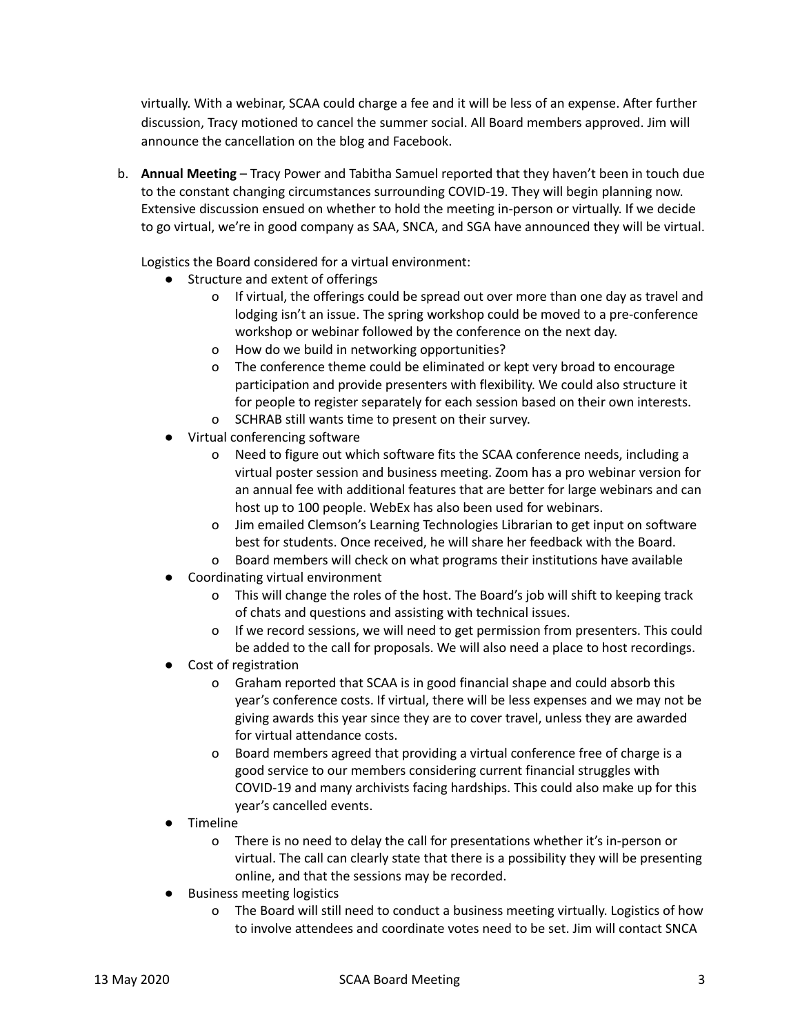virtually. With a webinar, SCAA could charge a fee and it will be less of an expense. After further discussion, Tracy motioned to cancel the summer social. All Board members approved. Jim will announce the cancellation on the blog and Facebook.

b. **Annual Meeting** – Tracy Power and Tabitha Samuel reported that they haven't been in touch due to the constant changing circumstances surrounding COVID-19. They will begin planning now. Extensive discussion ensued on whether to hold the meeting in-person or virtually. If we decide to go virtual, we're in good company as SAA, SNCA, and SGA have announced they will be virtual.

   Logistics the Board considered for a virtual environment:

   - Structure and extent of offerings
     - If virtual, the offerings could be spread out over more than one day as travel and lodging isn't an issue. The spring workshop could be moved to a pre-conference workshop or webinar followed by the conference on the next day.
     - How do we build in networking opportunities?
     - The conference theme could be eliminated or kept very broad to encourage participation and provide presenters with flexibility. We could also structure it for people to register separately for each session based on their own interests.
     - SCHRAB still wants time to present on their survey.
   - Virtual conferencing software
     - Need to figure out which software fits the SCAA conference needs, including a virtual poster session and business meeting. Zoom has a pro webinar version for an annual fee with additional features that are better for large webinars and can host up to 100 people. WebEx has also been used for webinars.
     - Jim emailed Clemson's Learning Technologies Librarian to get input on software best for students. Once received, he will share her feedback with the Board.
     - Board members will check on what programs their institutions have available
   - Coordinating virtual environment
     - This will change the roles of the host. The Board's job will shift to keeping track of chats and questions and assisting with technical issues.
     - If we record sessions, we will need to get permission from presenters. This could be added to the call for proposals. We will also need a place to host recordings.
   - Cost of registration
     - Graham reported that SCAA is in good financial shape and could absorb this year's conference costs. If virtual, there will be less expenses and we may not be giving awards this year since they are to cover travel, unless they are awarded for virtual attendance costs.
     - Board members agreed that providing a virtual conference free of charge is a good service to our members considering current financial struggles with COVID-19 and many archivists facing hardships. This could also make up for this year's cancelled events.
   - Timeline
     - There is no need to delay the call for presentations whether it's in-person or virtual. The call can clearly state that there is a possibility they will be presenting online, and that the sessions may be recorded.
   - Business meeting logistics
     - The Board will still need to conduct a business meeting virtually. Logistics of how to involve attendees and coordinate votes need to be set. Jim will contact SNCA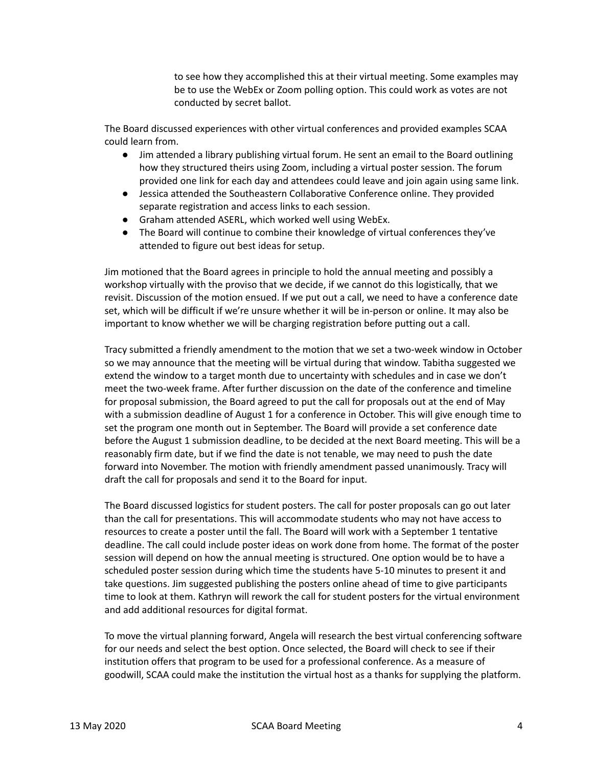to see how they accomplished this at their virtual meeting. Some examples may be to use the WebEx or Zoom polling option. This could work as votes are not conducted by secret ballot.

The Board discussed experiences with other virtual conferences and provided examples SCAA could learn from.

- Jim attended a library publishing virtual forum. He sent an email to the Board outlining how they structured theirs using Zoom, including a virtual poster session. The forum provided one link for each day and attendees could leave and join again using same link.
- Jessica attended the Southeastern Collaborative Conference online. They provided separate registration and access links to each session.
- Graham attended ASERL, which worked well using WebEx.
- The Board will continue to combine their knowledge of virtual conferences they've attended to figure out best ideas for setup.

Jim motioned that the Board agrees in principle to hold the annual meeting and possibly a workshop virtually with the proviso that we decide, if we cannot do this logistically, that we revisit. Discussion of the motion ensued. If we put out a call, we need to have a conference date set, which will be difficult if we're unsure whether it will be in-person or online. It may also be important to know whether we will be charging registration before putting out a call.

Tracy submitted a friendly amendment to the motion that we set a two-week window in October so we may announce that the meeting will be virtual during that window. Tabitha suggested we extend the window to a target month due to uncertainty with schedules and in case we don't meet the two-week frame. After further discussion on the date of the conference and timeline for proposal submission, the Board agreed to put the call for proposals out at the end of May with a submission deadline of August 1 for a conference in October. This will give enough time to set the program one month out in September. The Board will provide a set conference date before the August 1 submission deadline, to be decided at the next Board meeting. This will be a reasonably firm date, but if we find the date is not tenable, we may need to push the date forward into November. The motion with friendly amendment passed unanimously. Tracy will draft the call for proposals and send it to the Board for input.

The Board discussed logistics for student posters. The call for poster proposals can go out later than the call for presentations. This will accommodate students who may not have access to resources to create a poster until the fall. The Board will work with a September 1 tentative deadline. The call could include poster ideas on work done from home. The format of the poster session will depend on how the annual meeting is structured. One option would be to have a scheduled poster session during which time the students have 5-10 minutes to present it and take questions. Jim suggested publishing the posters online ahead of time to give participants time to look at them. Kathryn will rework the call for student posters for the virtual environment and add additional resources for digital format.

To move the virtual planning forward, Angela will research the best virtual conferencing software for our needs and select the best option. Once selected, the Board will check to see if their institution offers that program to be used for a professional conference. As a measure of goodwill, SCAA could make the institution the virtual host as a thanks for supplying the platform.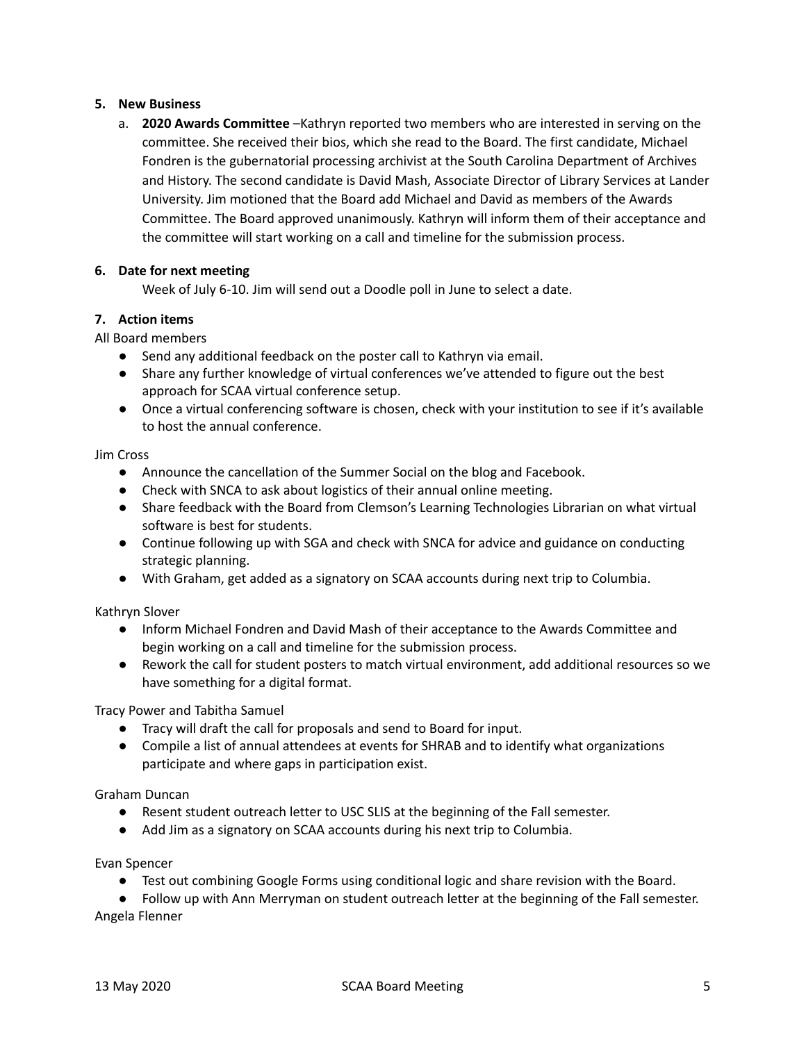5. **New Business**

    a. **2020 Awards Committee** –Kathryn reported two members who are interested in serving on the committee. She received their bios, which she read to the Board. The first candidate, Michael Fondren is the gubernatorial processing archivist at the South Carolina Department of Archives and History. The second candidate is David Mash, Associate Director of Library Services at Lander University. Jim motioned that the Board add Michael and David as members of the Awards Committee. The Board approved unanimously. Kathryn will inform them of their acceptance and the committee will start working on a call and timeline for the submission process.

6. **Date for next meeting**

    Week of July 6-10. Jim will send out a Doodle poll in June to select a date.

7. **Action items**

All Board members

- Send any additional feedback on the poster call to Kathryn via email.
- Share any further knowledge of virtual conferences we've attended to figure out the best approach for SCAA virtual conference setup.
- Once a virtual conferencing software is chosen, check with your institution to see if it's available to host the annual conference.

Jim Cross

- Announce the cancellation of the Summer Social on the blog and Facebook.
- Check with SNCA to ask about logistics of their annual online meeting.
- Share feedback with the Board from Clemson's Learning Technologies Librarian on what virtual software is best for students.
- Continue following up with SGA and check with SNCA for advice and guidance on conducting strategic planning.
- With Graham, get added as a signatory on SCAA accounts during next trip to Columbia.

Kathryn Slover

- Inform Michael Fondren and David Mash of their acceptance to the Awards Committee and begin working on a call and timeline for the submission process.
- Rework the call for student posters to match virtual environment, add additional resources so we have something for a digital format.

Tracy Power and Tabitha Samuel

- Tracy will draft the call for proposals and send to Board for input.
- Compile a list of annual attendees at events for SHRAB and to identify what organizations participate and where gaps in participation exist.

Graham Duncan

- Resent student outreach letter to USC SLIS at the beginning of the Fall semester.
- Add Jim as a signatory on SCAA accounts during his next trip to Columbia.

Evan Spencer

- Test out combining Google Forms using conditional logic and share revision with the Board.
- Follow up with Ann Merryman on student outreach letter at the beginning of the Fall semester.

Angela Flenner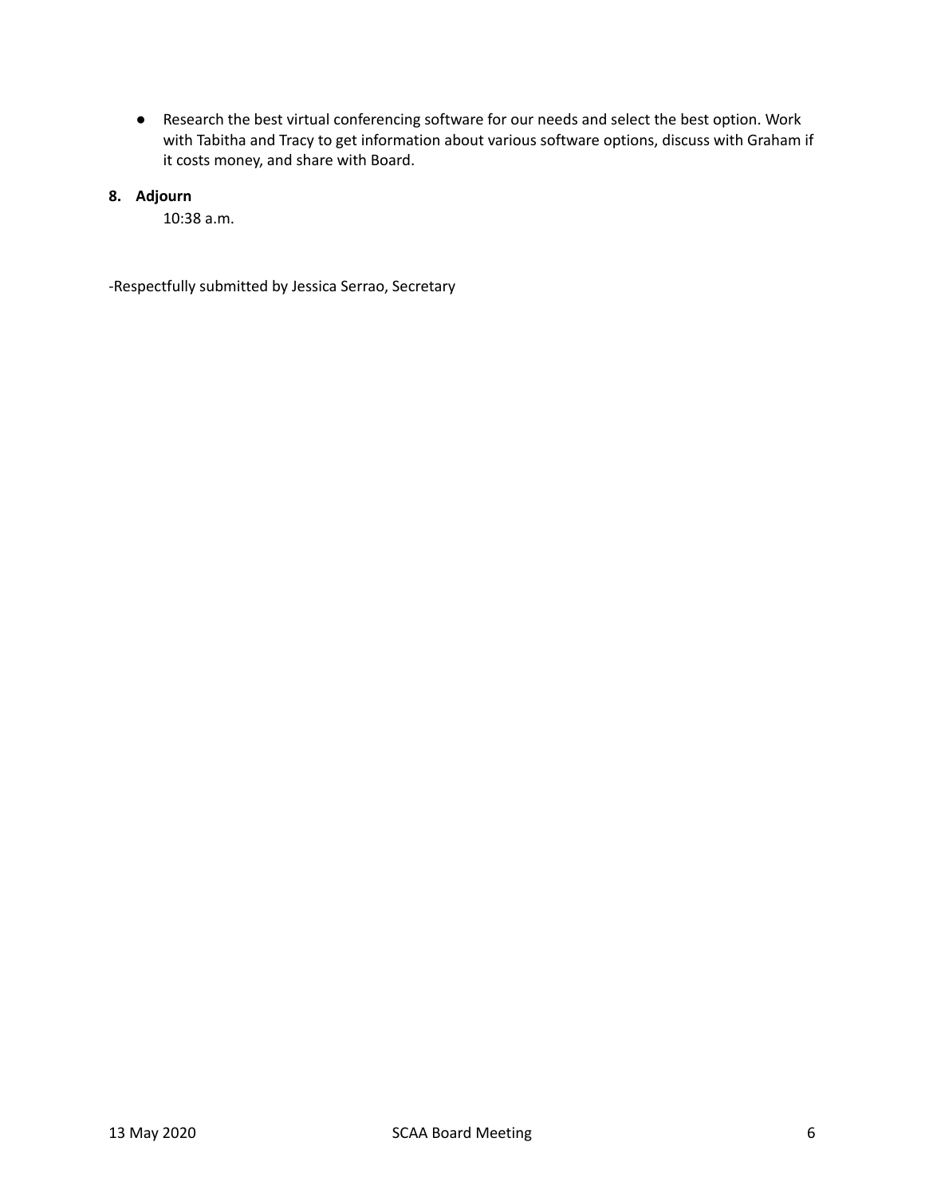- Research the best virtual conferencing software for our needs and select the best option. Work with Tabitha and Tracy to get information about various software options, discuss with Graham if it costs money, and share with Board.

**8. Adjourn**

10:38 a.m.

-Respectfully submitted by Jessica Serrao, Secretary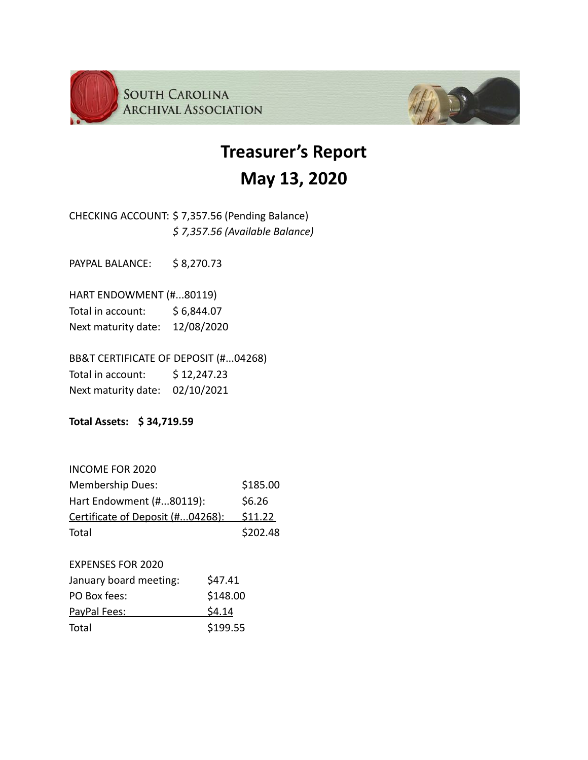SOUTH CAROLINA ARCHIVAL ASSOCIATION

# Treasurer's Report
# May 13, 2020

CHECKING ACCOUNT: $ 7,357.56 (Pending Balance)
*$ 7,357.56 (Available Balance)*

PAYPAL BALANCE: $ 8,270.73

HART ENDOWMENT (#...80119)
Total in account: $ 6,844.07
Next maturity date: 12/08/2020

BB&T CERTIFICATE OF DEPOSIT (#...04268)
Total in account: $ 12,247.23
Next maturity date: 02/10/2021

**Total Assets: $ 34,719.59**

| INCOME FOR 2020 | |
|---|---|
| Membership Dues: | $185.00 |
| Hart Endowment (#...80119): | $6.26 |
| Certificate of Deposit (#...04268): | $11.22 |
| Total | $202.48 |

| EXPENSES FOR 2020 | |
|---|---|
| January board meeting: | $47.41 |
| PO Box fees: | $148.00 |
| PayPal Fees: | $4.14 |
| Total | $199.55 |